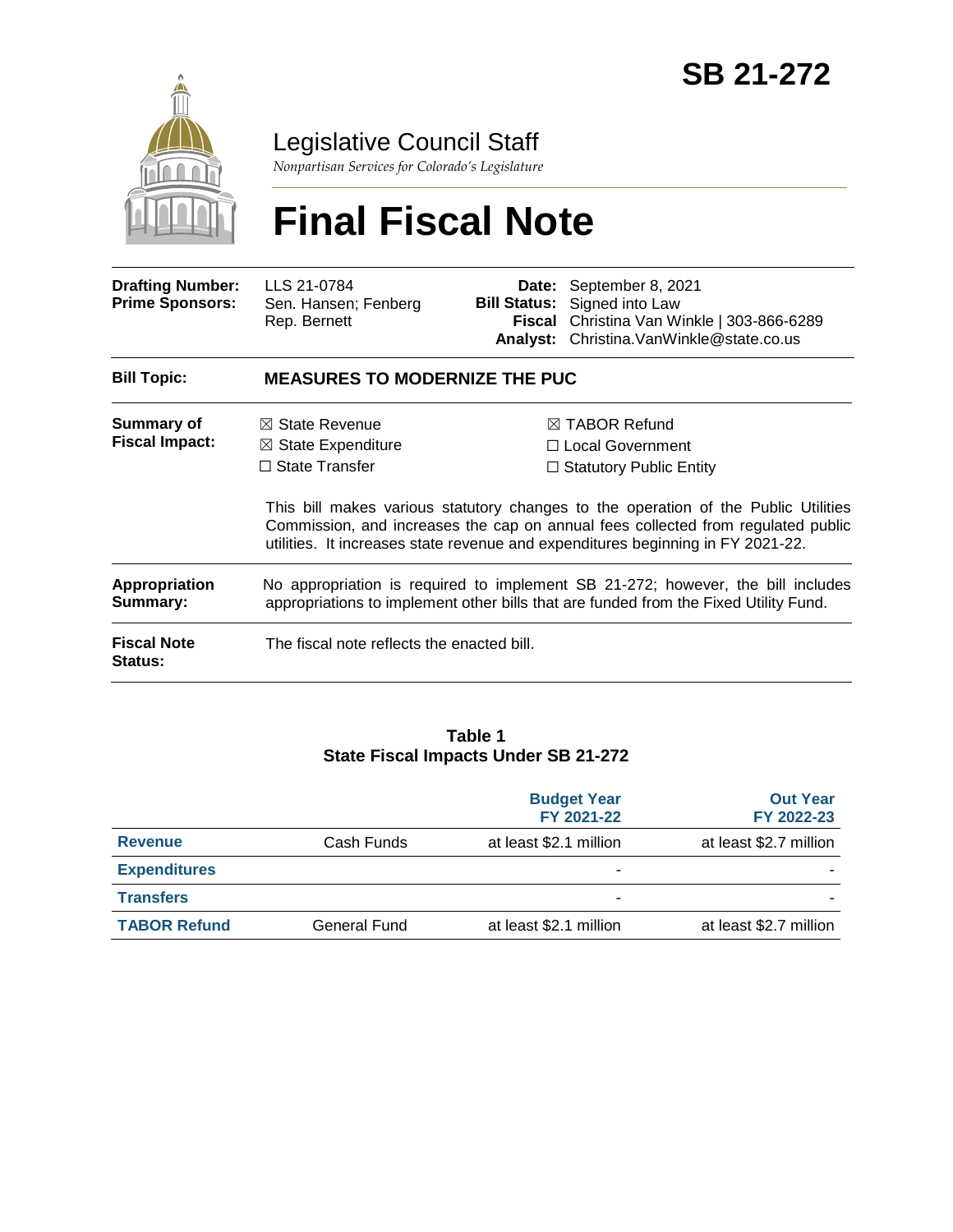# SB 21-272

Legislative Council Staff

*Nonpartisan Services for Colorado's Legislature*

# Final Fiscal Note

| | | | |
|---|---|---|---|
| **Drafting Number:** | LLS 21-0784 | **Date:** | September 8, 2021 |
| **Prime Sponsors:** | Sen. Hansen; Fenberg<br>Rep. Bernett | **Bill Status:** | Signed into Law |
| | | **Fiscal Analyst:** | Christina Van Winkle \| 303-866-6289<br>Christina.VanWinkle@state.co.us |

**Bill Topic:** **MEASURES TO MODERNIZE THE PUC**

**Summary of Fiscal Impact:**

☒ State Revenue
☒ State Expenditure
☐ State Transfer
☒ TABOR Refund
☐ Local Government
☐ Statutory Public Entity

This bill makes various statutory changes to the operation of the Public Utilities Commission, and increases the cap on annual fees collected from regulated public utilities. It increases state revenue and expenditures beginning in FY 2021-22.

**Appropriation Summary:** No appropriation is required to implement SB 21-272; however, the bill includes appropriations to implement other bills that are funded from the Fixed Utility Fund.

**Fiscal Note Status:** The fiscal note reflects the enacted bill.

**Table 1**
**State Fiscal Impacts Under SB 21-272**

| | | Budget Year FY 2021-22 | Out Year FY 2022-23 |
|---|---|---|---|
| **Revenue** | Cash Funds | at least $2.1 million | at least $2.7 million |
| **Expenditures** | | - | - |
| **Transfers** | | - | - |
| **TABOR Refund** | General Fund | at least $2.1 million | at least $2.7 million |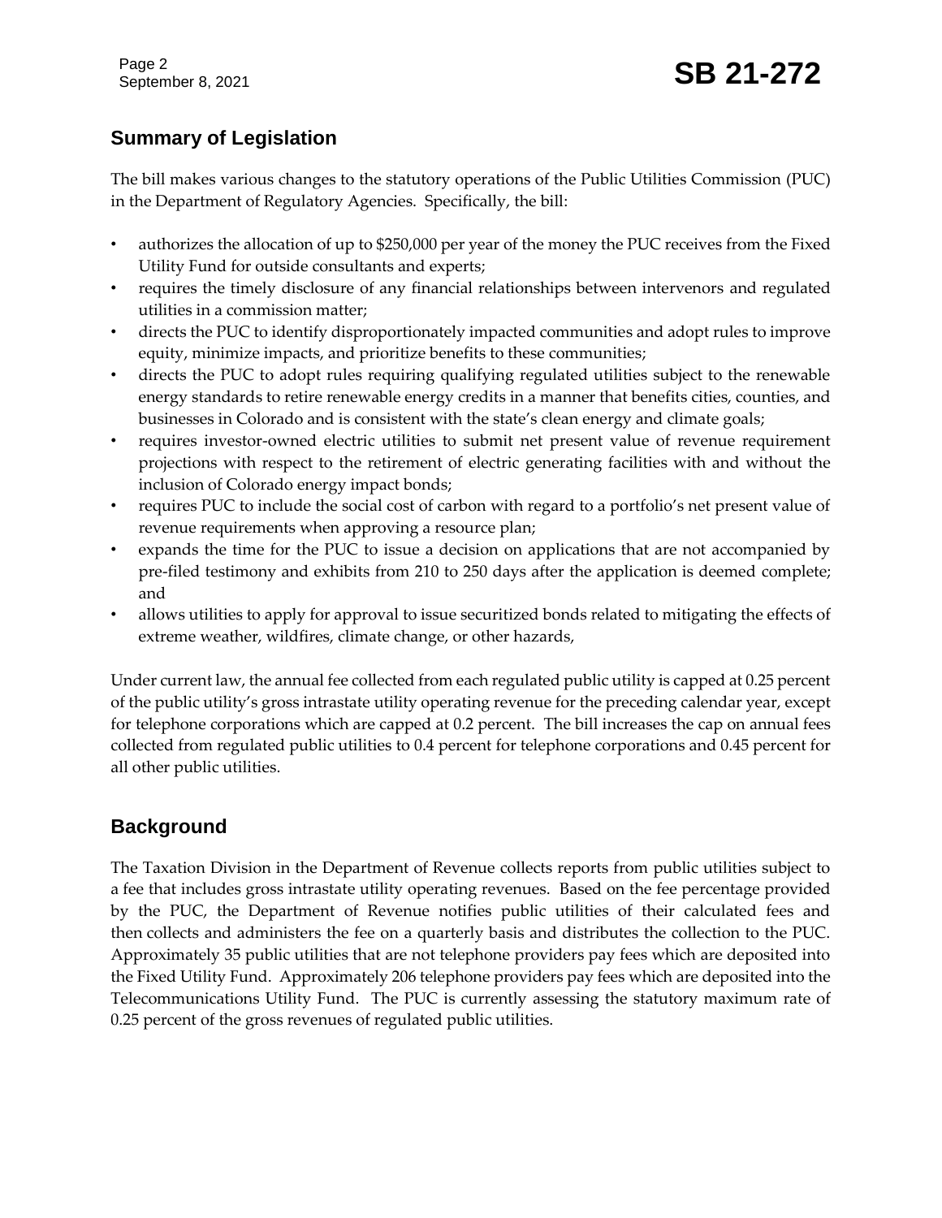## Summary of Legislation

The bill makes various changes to the statutory operations of the Public Utilities Commission (PUC) in the Department of Regulatory Agencies. Specifically, the bill:

- authorizes the allocation of up to $250,000 per year of the money the PUC receives from the Fixed Utility Fund for outside consultants and experts;
- requires the timely disclosure of any financial relationships between intervenors and regulated utilities in a commission matter;
- directs the PUC to identify disproportionately impacted communities and adopt rules to improve equity, minimize impacts, and prioritize benefits to these communities;
- directs the PUC to adopt rules requiring qualifying regulated utilities subject to the renewable energy standards to retire renewable energy credits in a manner that benefits cities, counties, and businesses in Colorado and is consistent with the state's clean energy and climate goals;
- requires investor-owned electric utilities to submit net present value of revenue requirement projections with respect to the retirement of electric generating facilities with and without the inclusion of Colorado energy impact bonds;
- requires PUC to include the social cost of carbon with regard to a portfolio's net present value of revenue requirements when approving a resource plan;
- expands the time for the PUC to issue a decision on applications that are not accompanied by pre-filed testimony and exhibits from 210 to 250 days after the application is deemed complete; and
- allows utilities to apply for approval to issue securitized bonds related to mitigating the effects of extreme weather, wildfires, climate change, or other hazards,

Under current law, the annual fee collected from each regulated public utility is capped at 0.25 percent of the public utility's gross intrastate utility operating revenue for the preceding calendar year, except for telephone corporations which are capped at 0.2 percent. The bill increases the cap on annual fees collected from regulated public utilities to 0.4 percent for telephone corporations and 0.45 percent for all other public utilities.

## Background

The Taxation Division in the Department of Revenue collects reports from public utilities subject to a fee that includes gross intrastate utility operating revenues. Based on the fee percentage provided by the PUC, the Department of Revenue notifies public utilities of their calculated fees and then collects and administers the fee on a quarterly basis and distributes the collection to the PUC. Approximately 35 public utilities that are not telephone providers pay fees which are deposited into the Fixed Utility Fund. Approximately 206 telephone providers pay fees which are deposited into the Telecommunications Utility Fund. The PUC is currently assessing the statutory maximum rate of 0.25 percent of the gross revenues of regulated public utilities.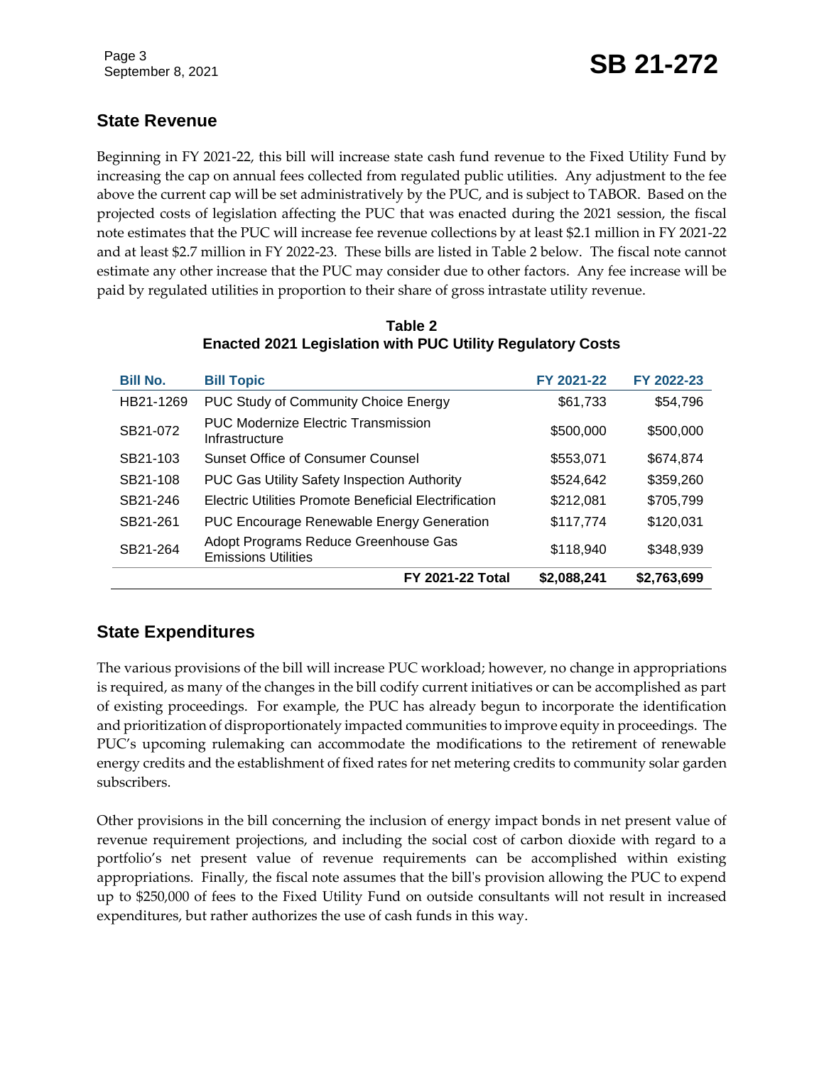## State Revenue

Beginning in FY 2021-22, this bill will increase state cash fund revenue to the Fixed Utility Fund by increasing the cap on annual fees collected from regulated public utilities. Any adjustment to the fee above the current cap will be set administratively by the PUC, and is subject to TABOR. Based on the projected costs of legislation affecting the PUC that was enacted during the 2021 session, the fiscal note estimates that the PUC will increase fee revenue collections by at least $2.1 million in FY 2021-22 and at least $2.7 million in FY 2022-23. These bills are listed in Table 2 below. The fiscal note cannot estimate any other increase that the PUC may consider due to other factors. Any fee increase will be paid by regulated utilities in proportion to their share of gross intrastate utility revenue.

**Table 2**
**Enacted 2021 Legislation with PUC Utility Regulatory Costs**

| Bill No. | Bill Topic | FY 2021-22 | FY 2022-23 |
|---|---|---|---|
| HB21-1269 | PUC Study of Community Choice Energy | $61,733 | $54,796 |
| SB21-072 | PUC Modernize Electric Transmission Infrastructure | $500,000 | $500,000 |
| SB21-103 | Sunset Office of Consumer Counsel | $553,071 | $674,874 |
| SB21-108 | PUC Gas Utility Safety Inspection Authority | $524,642 | $359,260 |
| SB21-246 | Electric Utilities Promote Beneficial Electrification | $212,081 | $705,799 |
| SB21-261 | PUC Encourage Renewable Energy Generation | $117,774 | $120,031 |
| SB21-264 | Adopt Programs Reduce Greenhouse Gas Emissions Utilities | $118,940 | $348,939 |
| | **FY 2021-22 Total** | **$2,088,241** | **$2,763,699** |

## State Expenditures

The various provisions of the bill will increase PUC workload; however, no change in appropriations is required, as many of the changes in the bill codify current initiatives or can be accomplished as part of existing proceedings. For example, the PUC has already begun to incorporate the identification and prioritization of disproportionately impacted communities to improve equity in proceedings. The PUC's upcoming rulemaking can accommodate the modifications to the retirement of renewable energy credits and the establishment of fixed rates for net metering credits to community solar garden subscribers.

Other provisions in the bill concerning the inclusion of energy impact bonds in net present value of revenue requirement projections, and including the social cost of carbon dioxide with regard to a portfolio's net present value of revenue requirements can be accomplished within existing appropriations. Finally, the fiscal note assumes that the bill's provision allowing the PUC to expend up to $250,000 of fees to the Fixed Utility Fund on outside consultants will not result in increased expenditures, but rather authorizes the use of cash funds in this way.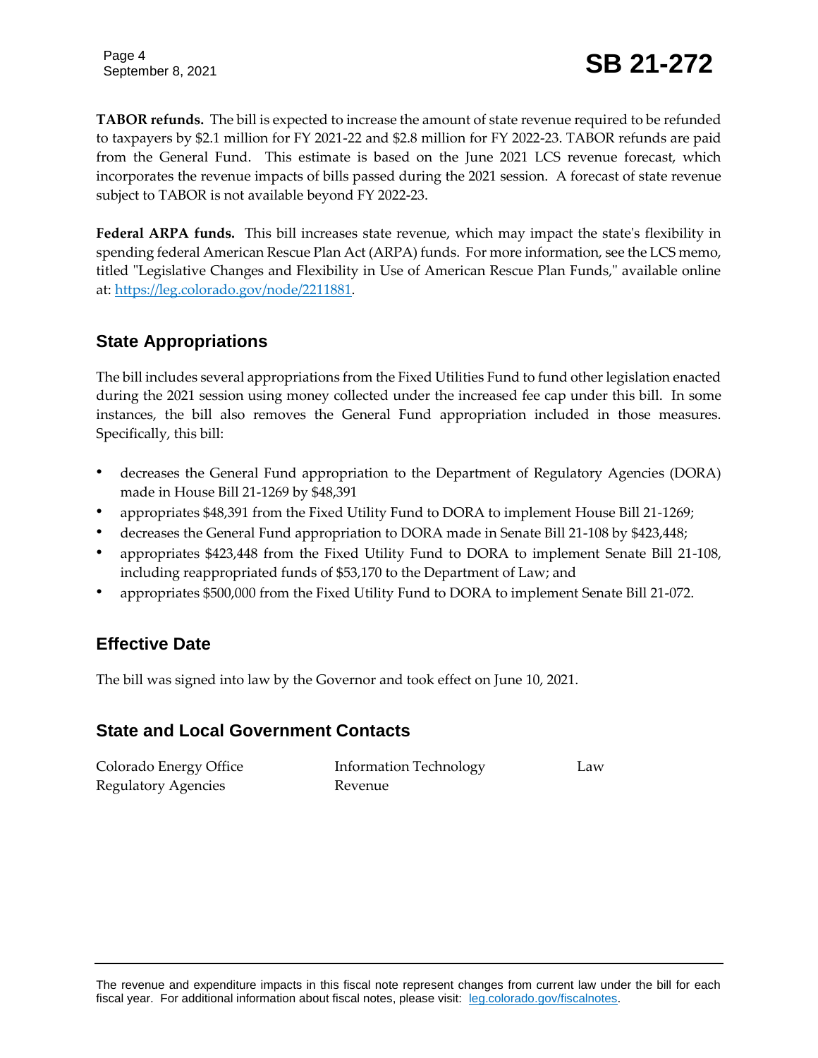**TABOR refunds.** The bill is expected to increase the amount of state revenue required to be refunded to taxpayers by $2.1 million for FY 2021-22 and $2.8 million for FY 2022-23. TABOR refunds are paid from the General Fund. This estimate is based on the June 2021 LCS revenue forecast, which incorporates the revenue impacts of bills passed during the 2021 session. A forecast of state revenue subject to TABOR is not available beyond FY 2022-23.

**Federal ARPA funds.** This bill increases state revenue, which may impact the state's flexibility in spending federal American Rescue Plan Act (ARPA) funds. For more information, see the LCS memo, titled "Legislative Changes and Flexibility in Use of American Rescue Plan Funds," available online at: https://leg.colorado.gov/node/2211881.

## State Appropriations

The bill includes several appropriations from the Fixed Utilities Fund to fund other legislation enacted during the 2021 session using money collected under the increased fee cap under this bill. In some instances, the bill also removes the General Fund appropriation included in those measures. Specifically, this bill:

- decreases the General Fund appropriation to the Department of Regulatory Agencies (DORA) made in House Bill 21-1269 by $48,391
- appropriates $48,391 from the Fixed Utility Fund to DORA to implement House Bill 21-1269;
- decreases the General Fund appropriation to DORA made in Senate Bill 21-108 by $423,448;
- appropriates $423,448 from the Fixed Utility Fund to DORA to implement Senate Bill 21-108, including reappropriated funds of $53,170 to the Department of Law; and
- appropriates $500,000 from the Fixed Utility Fund to DORA to implement Senate Bill 21-072.

## Effective Date

The bill was signed into law by the Governor and took effect on June 10, 2021.

## State and Local Government Contacts

Colorado Energy Office
Information Technology
Law
Regulatory Agencies
Revenue

The revenue and expenditure impacts in this fiscal note represent changes from current law under the bill for each fiscal year. For additional information about fiscal notes, please visit: leg.colorado.gov/fiscalnotes.